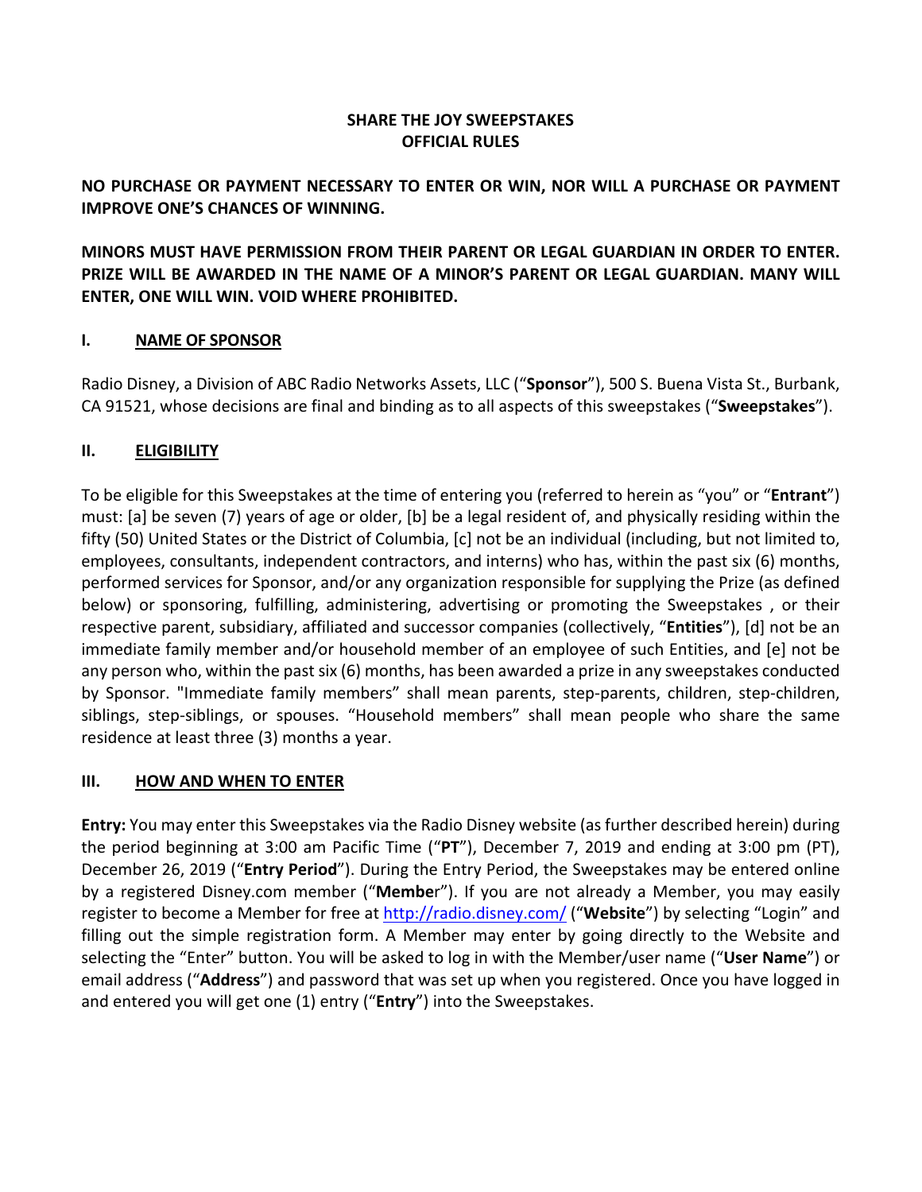# SHARE THE JOY SWEEPSTAKES
# OFFICIAL RULES

**NO PURCHASE OR PAYMENT NECESSARY TO ENTER OR WIN, NOR WILL A PURCHASE OR PAYMENT IMPROVE ONE'S CHANCES OF WINNING.**

**MINORS MUST HAVE PERMISSION FROM THEIR PARENT OR LEGAL GUARDIAN IN ORDER TO ENTER. PRIZE WILL BE AWARDED IN THE NAME OF A MINOR'S PARENT OR LEGAL GUARDIAN. MANY WILL ENTER, ONE WILL WIN. VOID WHERE PROHIBITED.**

## I. NAME OF SPONSOR

Radio Disney, a Division of ABC Radio Networks Assets, LLC ("**Sponsor**"), 500 S. Buena Vista St., Burbank, CA 91521, whose decisions are final and binding as to all aspects of this sweepstakes ("**Sweepstakes**").

## II. ELIGIBILITY

To be eligible for this Sweepstakes at the time of entering you (referred to herein as "you" or "**Entrant**") must: [a] be seven (7) years of age or older, [b] be a legal resident of, and physically residing within the fifty (50) United States or the District of Columbia, [c] not be an individual (including, but not limited to, employees, consultants, independent contractors, and interns) who has, within the past six (6) months, performed services for Sponsor, and/or any organization responsible for supplying the Prize (as defined below) or sponsoring, fulfilling, administering, advertising or promoting the Sweepstakes , or their respective parent, subsidiary, affiliated and successor companies (collectively, "**Entities**"), [d] not be an immediate family member and/or household member of an employee of such Entities, and [e] not be any person who, within the past six (6) months, has been awarded a prize in any sweepstakes conducted by Sponsor. "Immediate family members" shall mean parents, step-parents, children, step-children, siblings, step-siblings, or spouses. "Household members" shall mean people who share the same residence at least three (3) months a year.

## III. HOW AND WHEN TO ENTER

**Entry:** You may enter this Sweepstakes via the Radio Disney website (as further described herein) during the period beginning at 3:00 am Pacific Time ("**PT**"), December 7, 2019 and ending at 3:00 pm (PT), December 26, 2019 ("**Entry Period**"). During the Entry Period, the Sweepstakes may be entered online by a registered Disney.com member ("**Member**"). If you are not already a Member, you may easily register to become a Member for free at [http://radio.disney.com/](http://radio.disney.com/) ("**Website**") by selecting "Login" and filling out the simple registration form. A Member may enter by going directly to the Website and selecting the "Enter" button. You will be asked to log in with the Member/user name ("**User Name**") or email address ("**Address**") and password that was set up when you registered. Once you have logged in and entered you will get one (1) entry ("**Entry**") into the Sweepstakes.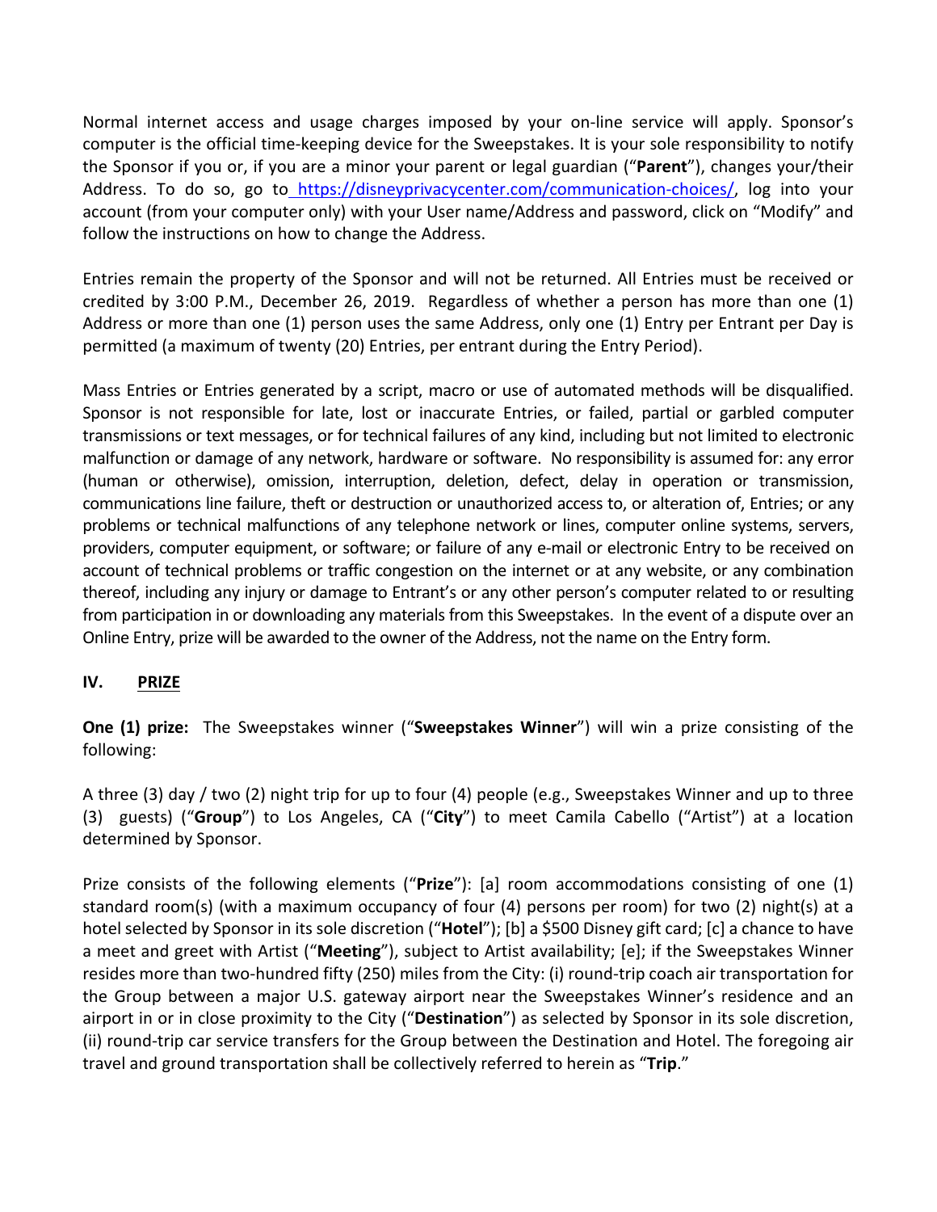Normal internet access and usage charges imposed by your on-line service will apply. Sponsor's computer is the official time-keeping device for the Sweepstakes. It is your sole responsibility to notify the Sponsor if you or, if you are a minor your parent or legal guardian ("**Parent**"), changes your/their Address. To do so, go to https://disneyprivacycenter.com/communication-choices/, log into your account (from your computer only) with your User name/Address and password, click on "Modify" and follow the instructions on how to change the Address.

Entries remain the property of the Sponsor and will not be returned. All Entries must be received or credited by 3:00 P.M., December 26, 2019. Regardless of whether a person has more than one (1) Address or more than one (1) person uses the same Address, only one (1) Entry per Entrant per Day is permitted (a maximum of twenty (20) Entries, per entrant during the Entry Period).

Mass Entries or Entries generated by a script, macro or use of automated methods will be disqualified. Sponsor is not responsible for late, lost or inaccurate Entries, or failed, partial or garbled computer transmissions or text messages, or for technical failures of any kind, including but not limited to electronic malfunction or damage of any network, hardware or software. No responsibility is assumed for: any error (human or otherwise), omission, interruption, deletion, defect, delay in operation or transmission, communications line failure, theft or destruction or unauthorized access to, or alteration of, Entries; or any problems or technical malfunctions of any telephone network or lines, computer online systems, servers, providers, computer equipment, or software; or failure of any e-mail or electronic Entry to be received on account of technical problems or traffic congestion on the internet or at any website, or any combination thereof, including any injury or damage to Entrant's or any other person's computer related to or resulting from participation in or downloading any materials from this Sweepstakes. In the event of a dispute over an Online Entry, prize will be awarded to the owner of the Address, not the name on the Entry form.

## IV. PRIZE

**One (1) prize:** The Sweepstakes winner ("**Sweepstakes Winner**") will win a prize consisting of the following:

A three (3) day / two (2) night trip for up to four (4) people (e.g., Sweepstakes Winner and up to three (3) guests) ("**Group**") to Los Angeles, CA ("**City**") to meet Camila Cabello ("Artist") at a location determined by Sponsor.

Prize consists of the following elements ("**Prize**"): [a] room accommodations consisting of one (1) standard room(s) (with a maximum occupancy of four (4) persons per room) for two (2) night(s) at a hotel selected by Sponsor in its sole discretion ("**Hotel**"); [b] a $500 Disney gift card; [c] a chance to have a meet and greet with Artist ("**Meeting**"), subject to Artist availability; [e]; if the Sweepstakes Winner resides more than two-hundred fifty (250) miles from the City: (i) round-trip coach air transportation for the Group between a major U.S. gateway airport near the Sweepstakes Winner's residence and an airport in or in close proximity to the City ("**Destination**") as selected by Sponsor in its sole discretion, (ii) round-trip car service transfers for the Group between the Destination and Hotel. The foregoing air travel and ground transportation shall be collectively referred to herein as "**Trip**."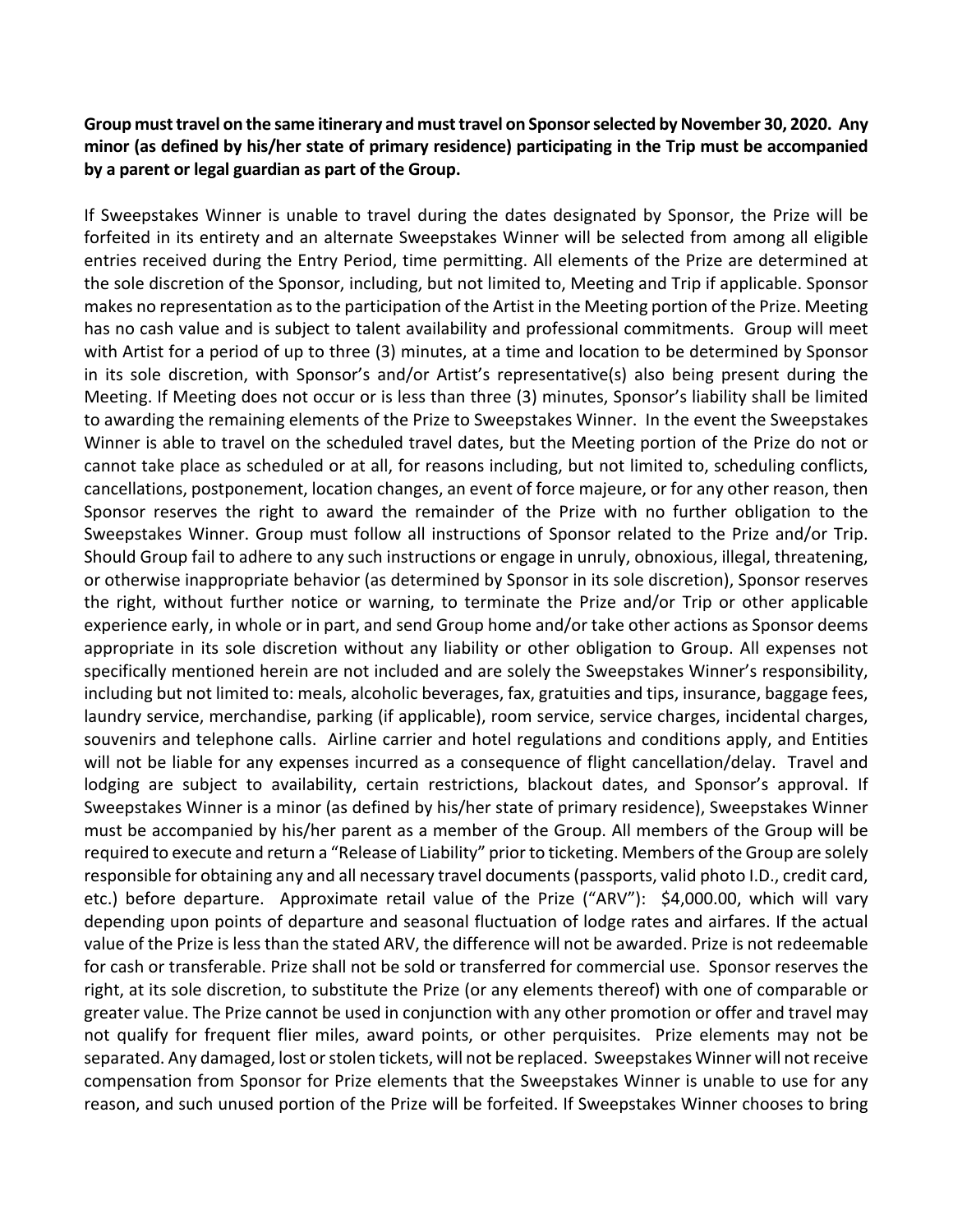**Group must travel on the same itinerary and must travel on Sponsor selected by November 30, 2020. Any minor (as defined by his/her state of primary residence) participating in the Trip must be accompanied by a parent or legal guardian as part of the Group.**

If Sweepstakes Winner is unable to travel during the dates designated by Sponsor, the Prize will be forfeited in its entirety and an alternate Sweepstakes Winner will be selected from among all eligible entries received during the Entry Period, time permitting. All elements of the Prize are determined at the sole discretion of the Sponsor, including, but not limited to, Meeting and Trip if applicable. Sponsor makes no representation as to the participation of the Artist in the Meeting portion of the Prize. Meeting has no cash value and is subject to talent availability and professional commitments. Group will meet with Artist for a period of up to three (3) minutes, at a time and location to be determined by Sponsor in its sole discretion, with Sponsor's and/or Artist's representative(s) also being present during the Meeting. If Meeting does not occur or is less than three (3) minutes, Sponsor's liability shall be limited to awarding the remaining elements of the Prize to Sweepstakes Winner. In the event the Sweepstakes Winner is able to travel on the scheduled travel dates, but the Meeting portion of the Prize do not or cannot take place as scheduled or at all, for reasons including, but not limited to, scheduling conflicts, cancellations, postponement, location changes, an event of force majeure, or for any other reason, then Sponsor reserves the right to award the remainder of the Prize with no further obligation to the Sweepstakes Winner. Group must follow all instructions of Sponsor related to the Prize and/or Trip. Should Group fail to adhere to any such instructions or engage in unruly, obnoxious, illegal, threatening, or otherwise inappropriate behavior (as determined by Sponsor in its sole discretion), Sponsor reserves the right, without further notice or warning, to terminate the Prize and/or Trip or other applicable experience early, in whole or in part, and send Group home and/or take other actions as Sponsor deems appropriate in its sole discretion without any liability or other obligation to Group. All expenses not specifically mentioned herein are not included and are solely the Sweepstakes Winner's responsibility, including but not limited to: meals, alcoholic beverages, fax, gratuities and tips, insurance, baggage fees, laundry service, merchandise, parking (if applicable), room service, service charges, incidental charges, souvenirs and telephone calls. Airline carrier and hotel regulations and conditions apply, and Entities will not be liable for any expenses incurred as a consequence of flight cancellation/delay. Travel and lodging are subject to availability, certain restrictions, blackout dates, and Sponsor's approval. If Sweepstakes Winner is a minor (as defined by his/her state of primary residence), Sweepstakes Winner must be accompanied by his/her parent as a member of the Group. All members of the Group will be required to execute and return a "Release of Liability" prior to ticketing. Members of the Group are solely responsible for obtaining any and all necessary travel documents (passports, valid photo I.D., credit card, etc.) before departure. Approximate retail value of the Prize ("ARV"): $4,000.00, which will vary depending upon points of departure and seasonal fluctuation of lodge rates and airfares. If the actual value of the Prize is less than the stated ARV, the difference will not be awarded. Prize is not redeemable for cash or transferable. Prize shall not be sold or transferred for commercial use. Sponsor reserves the right, at its sole discretion, to substitute the Prize (or any elements thereof) with one of comparable or greater value. The Prize cannot be used in conjunction with any other promotion or offer and travel may not qualify for frequent flier miles, award points, or other perquisites. Prize elements may not be separated. Any damaged, lost or stolen tickets, will not be replaced. Sweepstakes Winner will not receive compensation from Sponsor for Prize elements that the Sweepstakes Winner is unable to use for any reason, and such unused portion of the Prize will be forfeited. If Sweepstakes Winner chooses to bring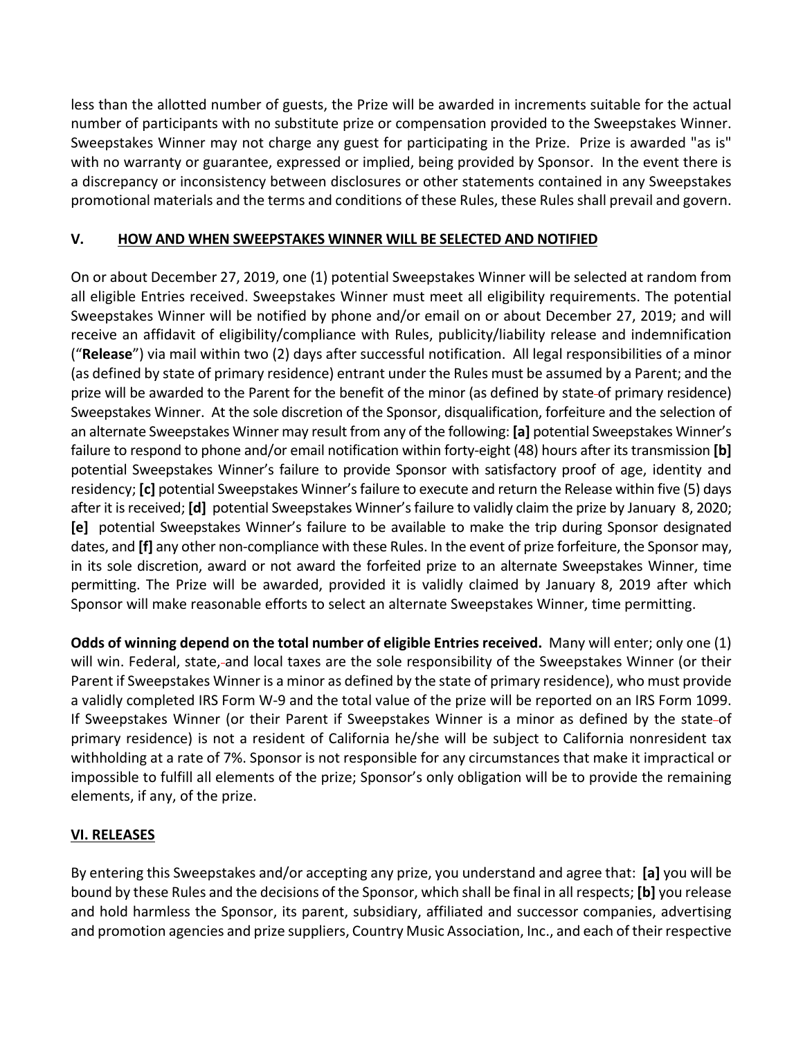less than the allotted number of guests, the Prize will be awarded in increments suitable for the actual number of participants with no substitute prize or compensation provided to the Sweepstakes Winner. Sweepstakes Winner may not charge any guest for participating in the Prize. Prize is awarded "as is" with no warranty or guarantee, expressed or implied, being provided by Sponsor. In the event there is a discrepancy or inconsistency between disclosures or other statements contained in any Sweepstakes promotional materials and the terms and conditions of these Rules, these Rules shall prevail and govern.

## V. HOW AND WHEN SWEEPSTAKES WINNER WILL BE SELECTED AND NOTIFIED

On or about December 27, 2019, one (1) potential Sweepstakes Winner will be selected at random from all eligible Entries received. Sweepstakes Winner must meet all eligibility requirements. The potential Sweepstakes Winner will be notified by phone and/or email on or about December 27, 2019; and will receive an affidavit of eligibility/compliance with Rules, publicity/liability release and indemnification ("**Release**") via mail within two (2) days after successful notification. All legal responsibilities of a minor (as defined by state of primary residence) entrant under the Rules must be assumed by a Parent; and the prize will be awarded to the Parent for the benefit of the minor (as defined by state of primary residence) Sweepstakes Winner. At the sole discretion of the Sponsor, disqualification, forfeiture and the selection of an alternate Sweepstakes Winner may result from any of the following: **[a]** potential Sweepstakes Winner's failure to respond to phone and/or email notification within forty-eight (48) hours after its transmission **[b]** potential Sweepstakes Winner's failure to provide Sponsor with satisfactory proof of age, identity and residency; **[c]** potential Sweepstakes Winner's failure to execute and return the Release within five (5) days after it is received; **[d]** potential Sweepstakes Winner's failure to validly claim the prize by January 8, 2020; **[e]** potential Sweepstakes Winner's failure to be available to make the trip during Sponsor designated dates, and **[f]** any other non-compliance with these Rules. In the event of prize forfeiture, the Sponsor may, in its sole discretion, award or not award the forfeited prize to an alternate Sweepstakes Winner, time permitting. The Prize will be awarded, provided it is validly claimed by January 8, 2019 after which Sponsor will make reasonable efforts to select an alternate Sweepstakes Winner, time permitting.

**Odds of winning depend on the total number of eligible Entries received.** Many will enter; only one (1) will win. Federal, state, and local taxes are the sole responsibility of the Sweepstakes Winner (or their Parent if Sweepstakes Winner is a minor as defined by the state of primary residence), who must provide a validly completed IRS Form W-9 and the total value of the prize will be reported on an IRS Form 1099. If Sweepstakes Winner (or their Parent if Sweepstakes Winner is a minor as defined by the state of primary residence) is not a resident of California he/she will be subject to California nonresident tax withholding at a rate of 7%. Sponsor is not responsible for any circumstances that make it impractical or impossible to fulfill all elements of the prize; Sponsor's only obligation will be to provide the remaining elements, if any, of the prize.

## VI. RELEASES

By entering this Sweepstakes and/or accepting any prize, you understand and agree that: **[a]** you will be bound by these Rules and the decisions of the Sponsor, which shall be final in all respects; **[b]** you release and hold harmless the Sponsor, its parent, subsidiary, affiliated and successor companies, advertising and promotion agencies and prize suppliers, Country Music Association, Inc., and each of their respective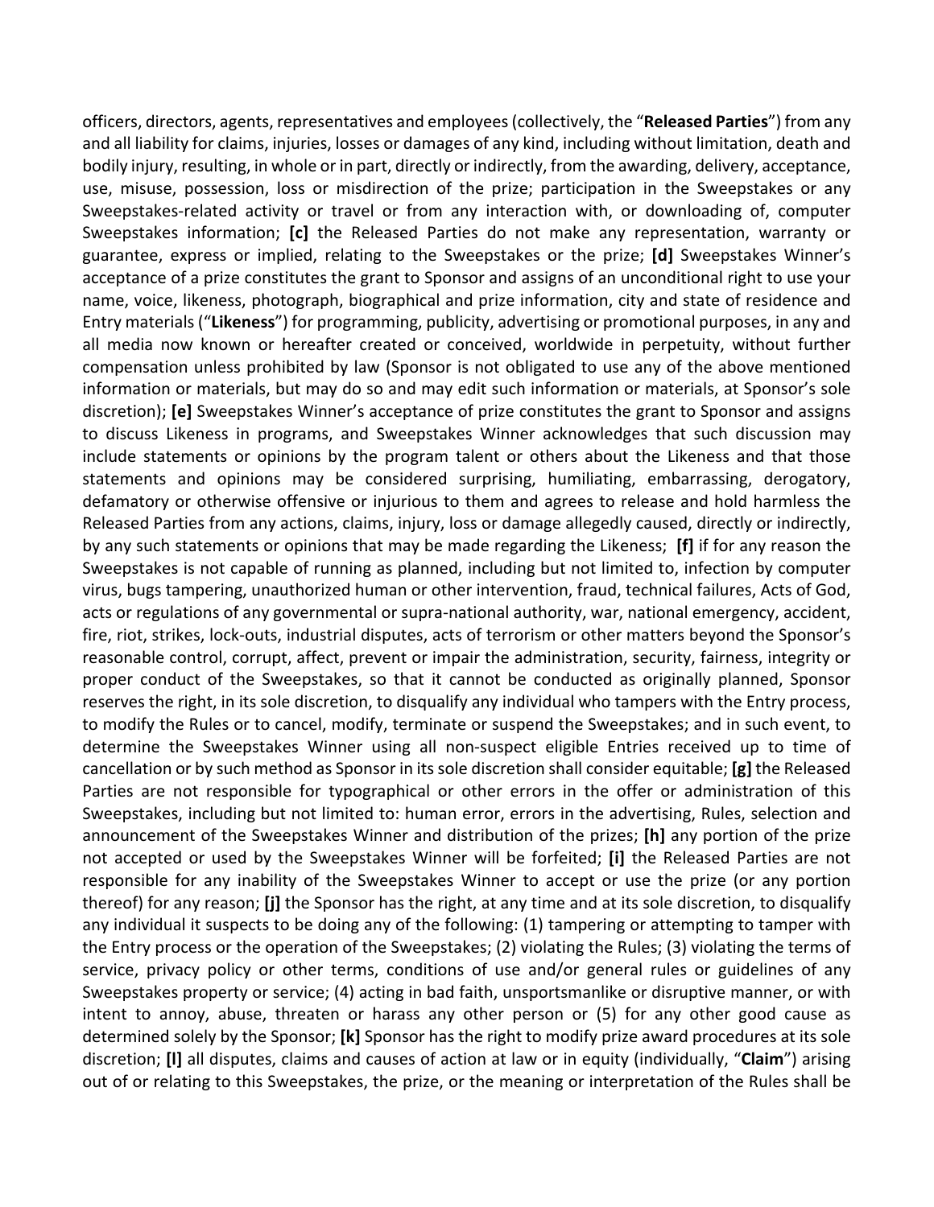officers, directors, agents, representatives and employees (collectively, the "**Released Parties**") from any and all liability for claims, injuries, losses or damages of any kind, including without limitation, death and bodily injury, resulting, in whole or in part, directly or indirectly, from the awarding, delivery, acceptance, use, misuse, possession, loss or misdirection of the prize; participation in the Sweepstakes or any Sweepstakes-related activity or travel or from any interaction with, or downloading of, computer Sweepstakes information; **[c]** the Released Parties do not make any representation, warranty or guarantee, express or implied, relating to the Sweepstakes or the prize; **[d]** Sweepstakes Winner's acceptance of a prize constitutes the grant to Sponsor and assigns of an unconditional right to use your name, voice, likeness, photograph, biographical and prize information, city and state of residence and Entry materials ("**Likeness**") for programming, publicity, advertising or promotional purposes, in any and all media now known or hereafter created or conceived, worldwide in perpetuity, without further compensation unless prohibited by law (Sponsor is not obligated to use any of the above mentioned information or materials, but may do so and may edit such information or materials, at Sponsor's sole discretion); **[e]** Sweepstakes Winner's acceptance of prize constitutes the grant to Sponsor and assigns to discuss Likeness in programs, and Sweepstakes Winner acknowledges that such discussion may include statements or opinions by the program talent or others about the Likeness and that those statements and opinions may be considered surprising, humiliating, embarrassing, derogatory, defamatory or otherwise offensive or injurious to them and agrees to release and hold harmless the Released Parties from any actions, claims, injury, loss or damage allegedly caused, directly or indirectly, by any such statements or opinions that may be made regarding the Likeness; **[f]** if for any reason the Sweepstakes is not capable of running as planned, including but not limited to, infection by computer virus, bugs tampering, unauthorized human or other intervention, fraud, technical failures, Acts of God, acts or regulations of any governmental or supra-national authority, war, national emergency, accident, fire, riot, strikes, lock-outs, industrial disputes, acts of terrorism or other matters beyond the Sponsor's reasonable control, corrupt, affect, prevent or impair the administration, security, fairness, integrity or proper conduct of the Sweepstakes, so that it cannot be conducted as originally planned, Sponsor reserves the right, in its sole discretion, to disqualify any individual who tampers with the Entry process, to modify the Rules or to cancel, modify, terminate or suspend the Sweepstakes; and in such event, to determine the Sweepstakes Winner using all non-suspect eligible Entries received up to time of cancellation or by such method as Sponsor in its sole discretion shall consider equitable; **[g]** the Released Parties are not responsible for typographical or other errors in the offer or administration of this Sweepstakes, including but not limited to: human error, errors in the advertising, Rules, selection and announcement of the Sweepstakes Winner and distribution of the prizes; **[h]** any portion of the prize not accepted or used by the Sweepstakes Winner will be forfeited; **[i]** the Released Parties are not responsible for any inability of the Sweepstakes Winner to accept or use the prize (or any portion thereof) for any reason; **[j]** the Sponsor has the right, at any time and at its sole discretion, to disqualify any individual it suspects to be doing any of the following: (1) tampering or attempting to tamper with the Entry process or the operation of the Sweepstakes; (2) violating the Rules; (3) violating the terms of service, privacy policy or other terms, conditions of use and/or general rules or guidelines of any Sweepstakes property or service; (4) acting in bad faith, unsportsmanlike or disruptive manner, or with intent to annoy, abuse, threaten or harass any other person or (5) for any other good cause as determined solely by the Sponsor; **[k]** Sponsor has the right to modify prize award procedures at its sole discretion; **[l]** all disputes, claims and causes of action at law or in equity (individually, "**Claim**") arising out of or relating to this Sweepstakes, the prize, or the meaning or interpretation of the Rules shall be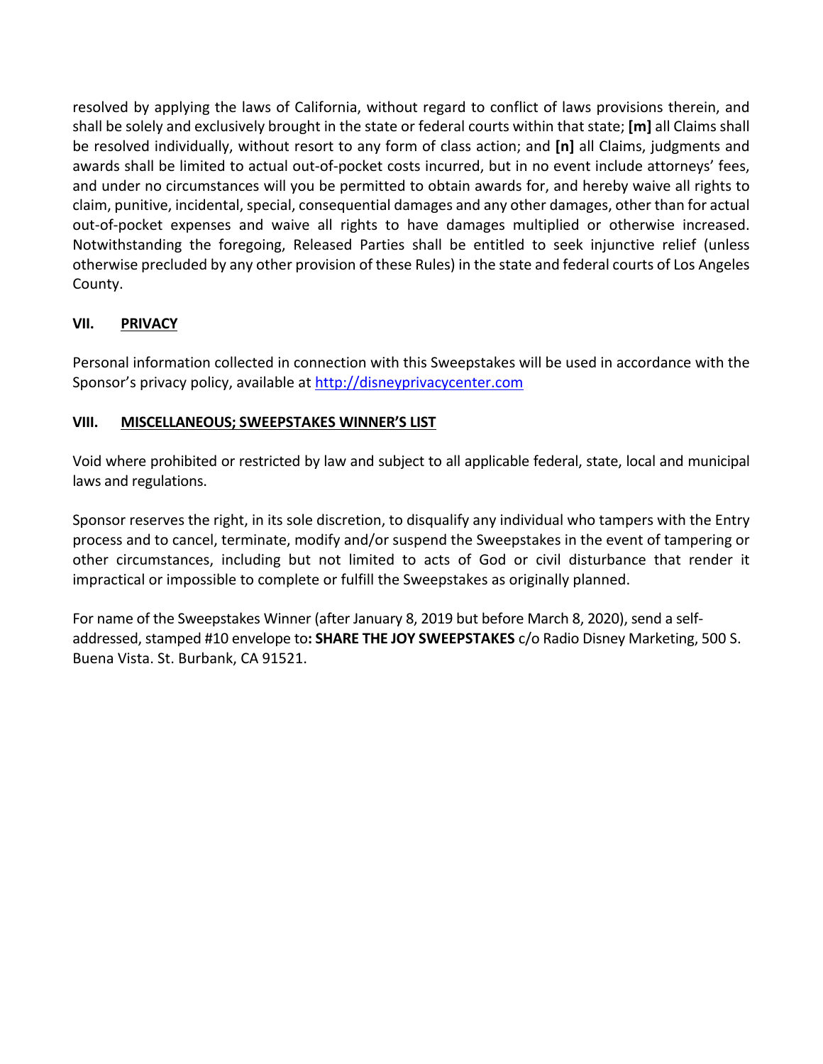resolved by applying the laws of California, without regard to conflict of laws provisions therein, and shall be solely and exclusively brought in the state or federal courts within that state; **[m]** all Claims shall be resolved individually, without resort to any form of class action; and **[n]** all Claims, judgments and awards shall be limited to actual out-of-pocket costs incurred, but in no event include attorneys' fees, and under no circumstances will you be permitted to obtain awards for, and hereby waive all rights to claim, punitive, incidental, special, consequential damages and any other damages, other than for actual out-of-pocket expenses and waive all rights to have damages multiplied or otherwise increased. Notwithstanding the foregoing, Released Parties shall be entitled to seek injunctive relief (unless otherwise precluded by any other provision of these Rules) in the state and federal courts of Los Angeles County.

## VII. PRIVACY

Personal information collected in connection with this Sweepstakes will be used in accordance with the Sponsor's privacy policy, available at http://disneyprivacycenter.com

## VIII. MISCELLANEOUS; SWEEPSTAKES WINNER'S LIST

Void where prohibited or restricted by law and subject to all applicable federal, state, local and municipal laws and regulations.

Sponsor reserves the right, in its sole discretion, to disqualify any individual who tampers with the Entry process and to cancel, terminate, modify and/or suspend the Sweepstakes in the event of tampering or other circumstances, including but not limited to acts of God or civil disturbance that render it impractical or impossible to complete or fulfill the Sweepstakes as originally planned.

For name of the Sweepstakes Winner (after January 8, 2019 but before March 8, 2020), send a self-addressed, stamped #10 envelope to**: SHARE THE JOY SWEEPSTAKES** c/o Radio Disney Marketing, 500 S. Buena Vista. St. Burbank, CA 91521.